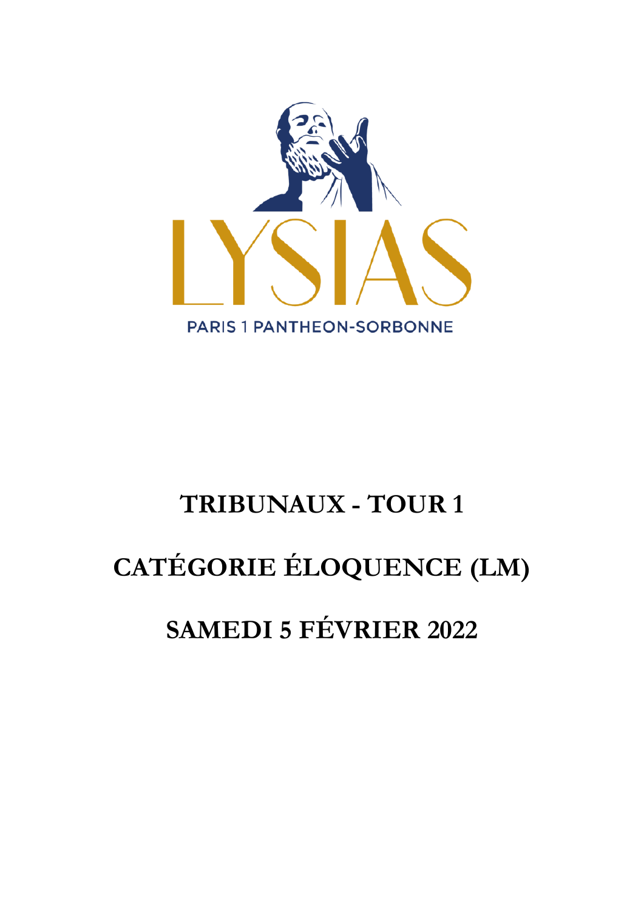LYSIAS

PARIS 1 PANTHEON-SORBONNE

# TRIBUNAUX - TOUR 1

# CATÉGORIE ÉLOQUENCE (LM)

# SAMEDI 5 FÉVRIER 2022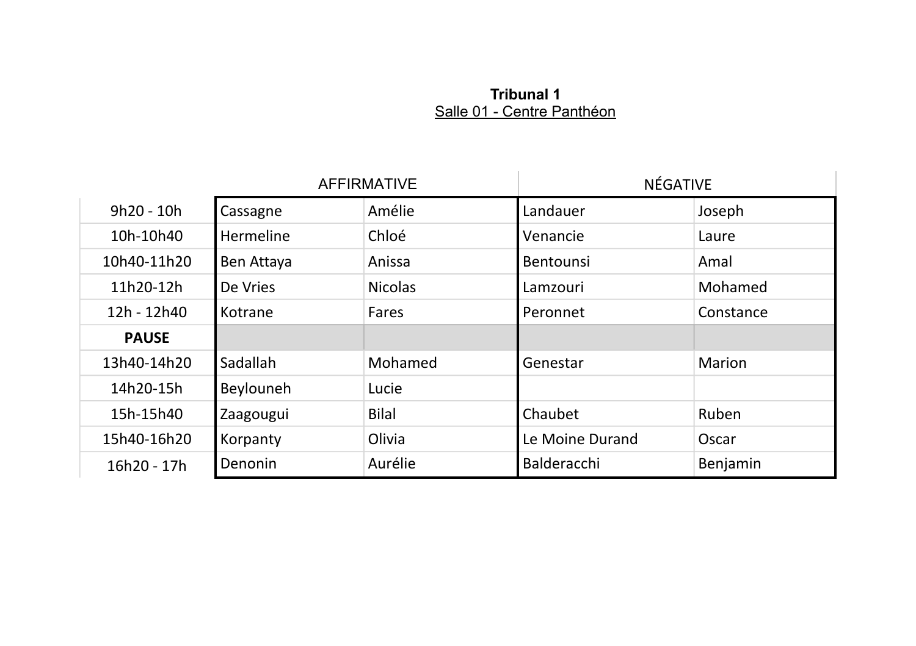**Tribunal 1**

Salle 01 - Centre Panthéon

| | AFFIRMATIVE | | NÉGATIVE | |
|---|---|---|---|---|
| 9h20 - 10h | Cassagne | Amélie | Landauer | Joseph |
| 10h-10h40 | Hermeline | Chloé | Venancie | Laure |
| 10h40-11h20 | Ben Attaya | Anissa | Bentounsi | Amal |
| 11h20-12h | De Vries | Nicolas | Lamzouri | Mohamed |
| 12h - 12h40 | Kotrane | Fares | Peronnet | Constance |
| **PAUSE** | | | | |
| 13h40-14h20 | Sadallah | Mohamed | Genestar | Marion |
| 14h20-15h | Beylouneh | Lucie | | |
| 15h-15h40 | Zaagougui | Bilal | Chaubet | Ruben |
| 15h40-16h20 | Korpanty | Olivia | Le Moine Durand | Oscar |
| 16h20 - 17h | Denonin | Aurélie | Balderacchi | Benjamin |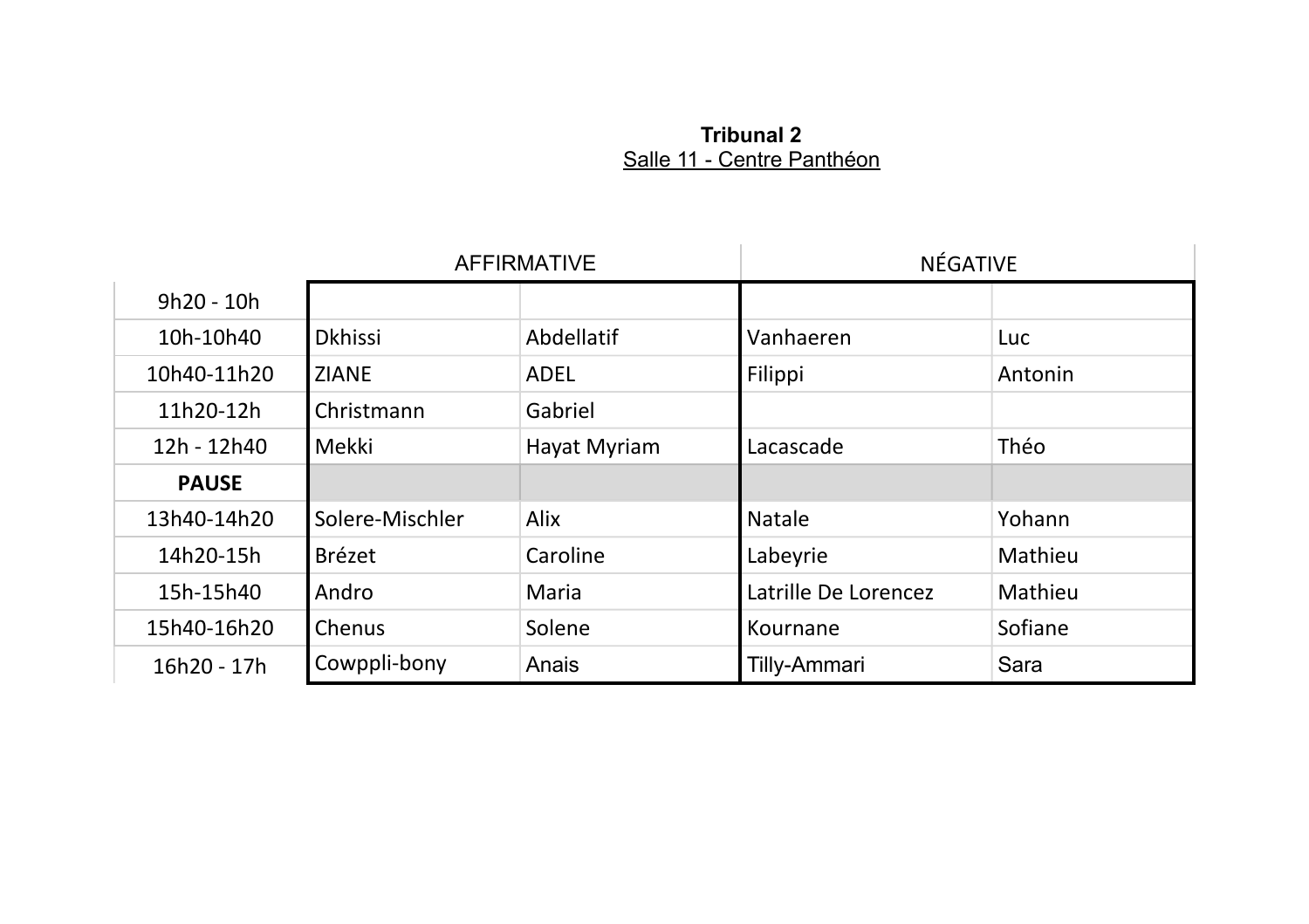**Tribunal 2**

Salle 11 - Centre Panthéon

| | AFFIRMATIVE | | NÉGATIVE | |
|---|---|---|---|---|
| 9h20 - 10h | | | | |
| 10h-10h40 | Dkhissi | Abdellatif | Vanhaeren | Luc |
| 10h40-11h20 | ZIANE | ADEL | Filippi | Antonin |
| 11h20-12h | Christmann | Gabriel | | |
| 12h - 12h40 | Mekki | Hayat Myriam | Lacascade | Théo |
| **PAUSE** | | | | |
| 13h40-14h20 | Solere-Mischler | Alix | Natale | Yohann |
| 14h20-15h | Brézet | Caroline | Labeyrie | Mathieu |
| 15h-15h40 | Andro | Maria | Latrille De Lorencez | Mathieu |
| 15h40-16h20 | Chenus | Solene | Kournane | Sofiane |
| 16h20 - 17h | Cowppli-bony | Anais | Tilly-Ammari | Sara |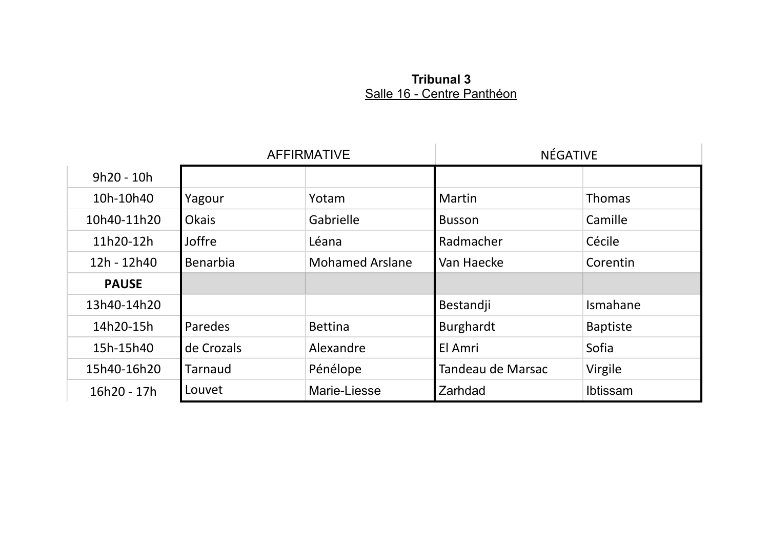**Tribunal 3**

Salle 16 - Centre Panthéon

| | AFFIRMATIVE | | NÉGATIVE | |
|---|---|---|---|---|
| 9h20 - 10h | | | | |
| 10h-10h40 | Yagour | Yotam | Martin | Thomas |
| 10h40-11h20 | Okais | Gabrielle | Busson | Camille |
| 11h20-12h | Joffre | Léana | Radmacher | Cécile |
| 12h - 12h40 | Benarbia | Mohamed Arslane | Van Haecke | Corentin |
| **PAUSE** | | | | |
| 13h40-14h20 | | | Bestandji | Ismahane |
| 14h20-15h | Paredes | Bettina | Burghardt | Baptiste |
| 15h-15h40 | de Crozals | Alexandre | El Amri | Sofia |
| 15h40-16h20 | Tarnaud | Pénélope | Tandeau de Marsac | Virgile |
| 16h20 - 17h | Louvet | Marie-Liesse | Zarhdad | Ibtissam |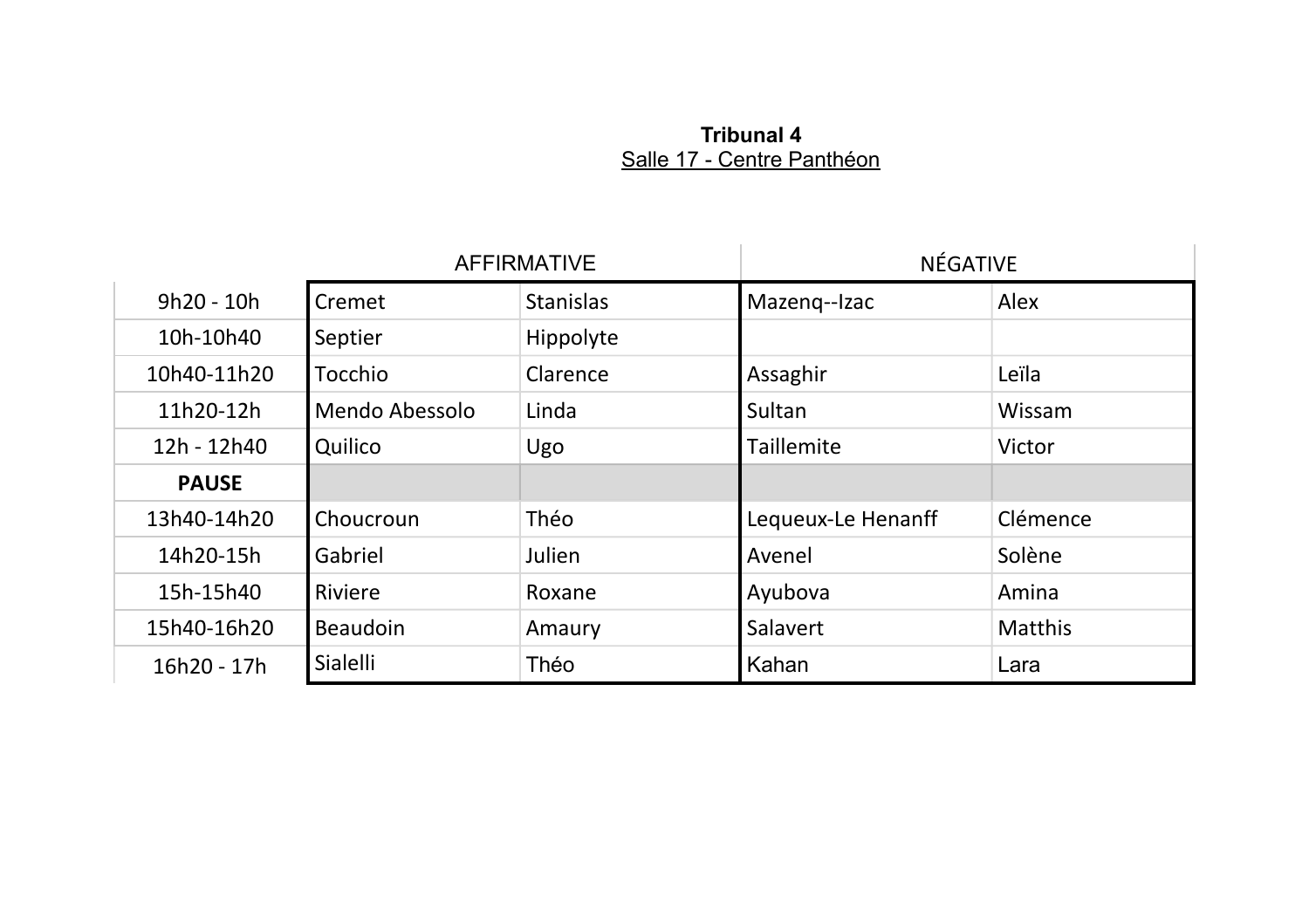**Tribunal 4**

Salle 17 - Centre Panthéon

| | AFFIRMATIVE | | NÉGATIVE | |
|---|---|---|---|---|
| 9h20 - 10h | Cremet | Stanislas | Mazenq--Izac | Alex |
| 10h-10h40 | Septier | Hippolyte | | |
| 10h40-11h20 | Tocchio | Clarence | Assaghir | Leïla |
| 11h20-12h | Mendo Abessolo | Linda | Sultan | Wissam |
| 12h - 12h40 | Quilico | Ugo | Taillemite | Victor |
| **PAUSE** | | | | |
| 13h40-14h20 | Choucroun | Théo | Lequeux-Le Henanff | Clémence |
| 14h20-15h | Gabriel | Julien | Avenel | Solène |
| 15h-15h40 | Riviere | Roxane | Ayubova | Amina |
| 15h40-16h20 | Beaudoin | Amaury | Salavert | Matthis |
| 16h20 - 17h | Sialelli | Théo | Kahan | Lara |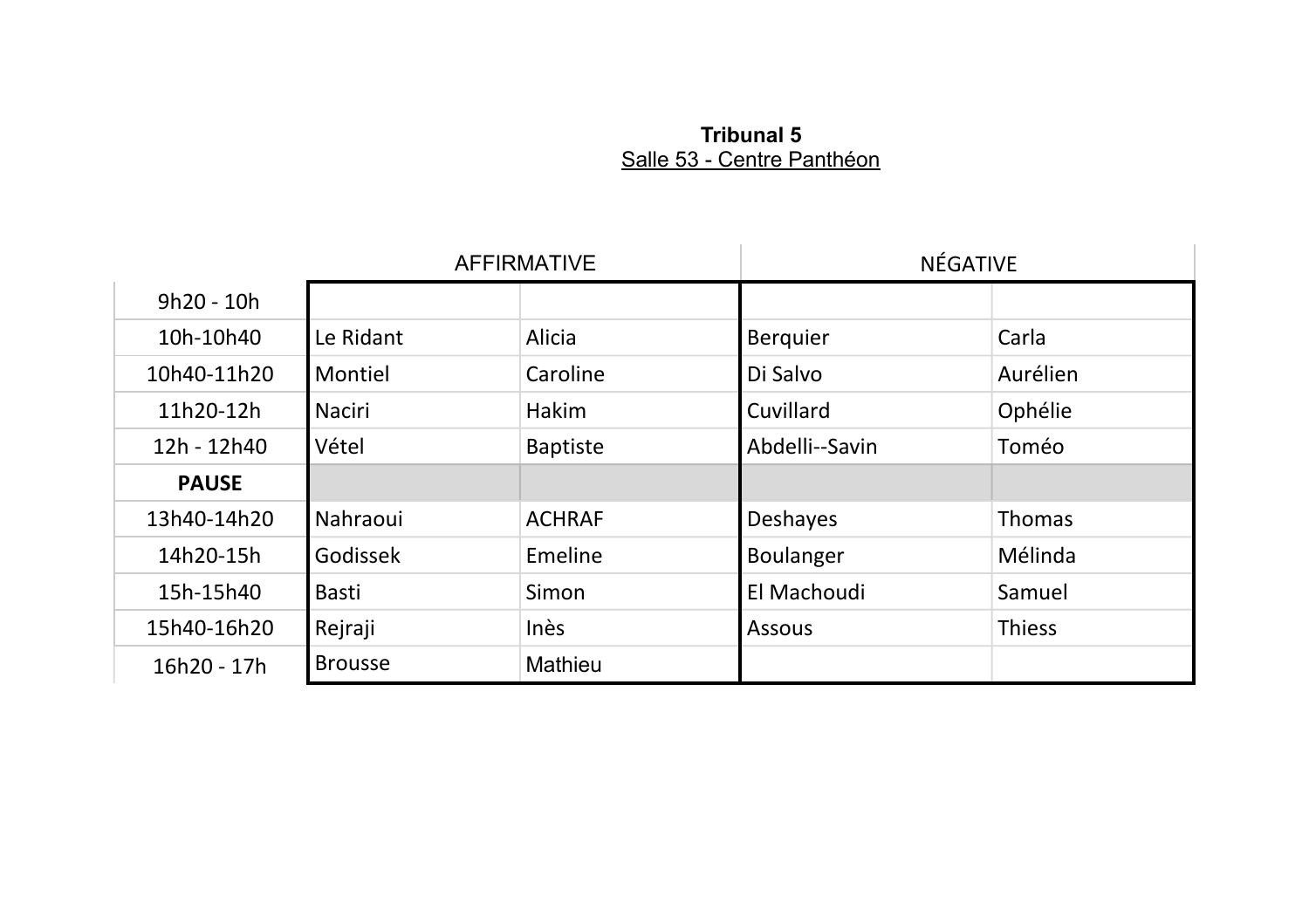**Tribunal 5**

Salle 53 - Centre Panthéon

| | AFFIRMATIVE | | NÉGATIVE | |
|---|---|---|---|---|
| 9h20 - 10h | | | | |
| 10h-10h40 | Le Ridant | Alicia | Berquier | Carla |
| 10h40-11h20 | Montiel | Caroline | Di Salvo | Aurélien |
| 11h20-12h | Naciri | Hakim | Cuvillard | Ophélie |
| 12h - 12h40 | Vétel | Baptiste | Abdelli--Savin | Toméo |
| **PAUSE** | | | | |
| 13h40-14h20 | Nahraoui | ACHRAF | Deshayes | Thomas |
| 14h20-15h | Godissek | Emeline | Boulanger | Mélinda |
| 15h-15h40 | Basti | Simon | El Machoudi | Samuel |
| 15h40-16h20 | Rejraji | Inès | Assous | Thiess |
| 16h20 - 17h | Brousse | Mathieu | | |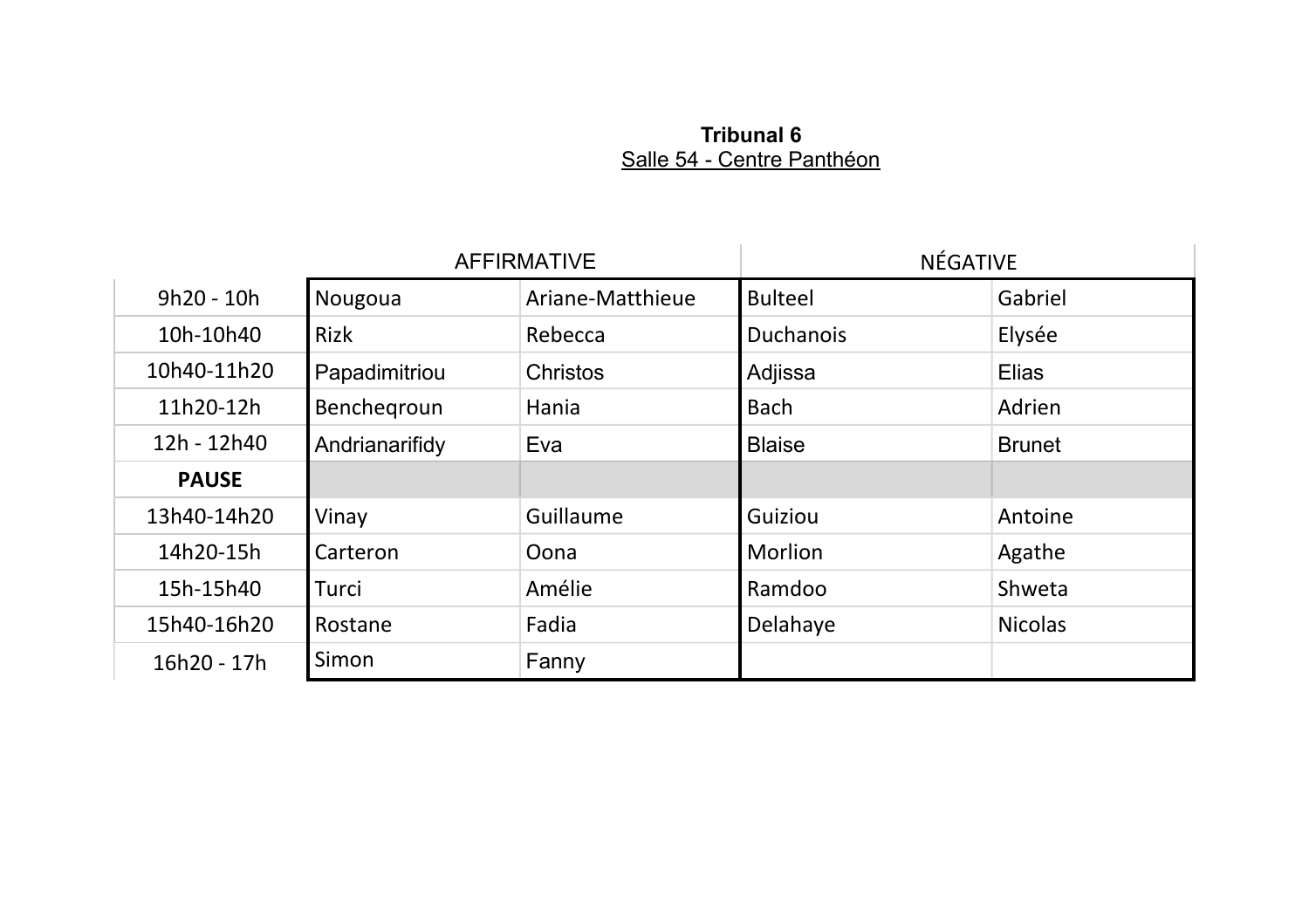**Tribunal 6**

Salle 54 - Centre Panthéon

| | AFFIRMATIVE | | NÉGATIVE | |
|---|---|---|---|---|
| 9h20 - 10h | Nougoua | Ariane-Matthieue | Bulteel | Gabriel |
| 10h-10h40 | Rizk | Rebecca | Duchanois | Elysée |
| 10h40-11h20 | Papadimitriou | Christos | Adjissa | Elias |
| 11h20-12h | Bencheqroun | Hania | Bach | Adrien |
| 12h - 12h40 | Andrianarifidy | Eva | Blaise | Brunet |
| **PAUSE** | | | | |
| 13h40-14h20 | Vinay | Guillaume | Guiziou | Antoine |
| 14h20-15h | Carteron | Oona | Morlion | Agathe |
| 15h-15h40 | Turci | Amélie | Ramdoo | Shweta |
| 15h40-16h20 | Rostane | Fadia | Delahaye | Nicolas |
| 16h20 - 17h | Simon | Fanny | | |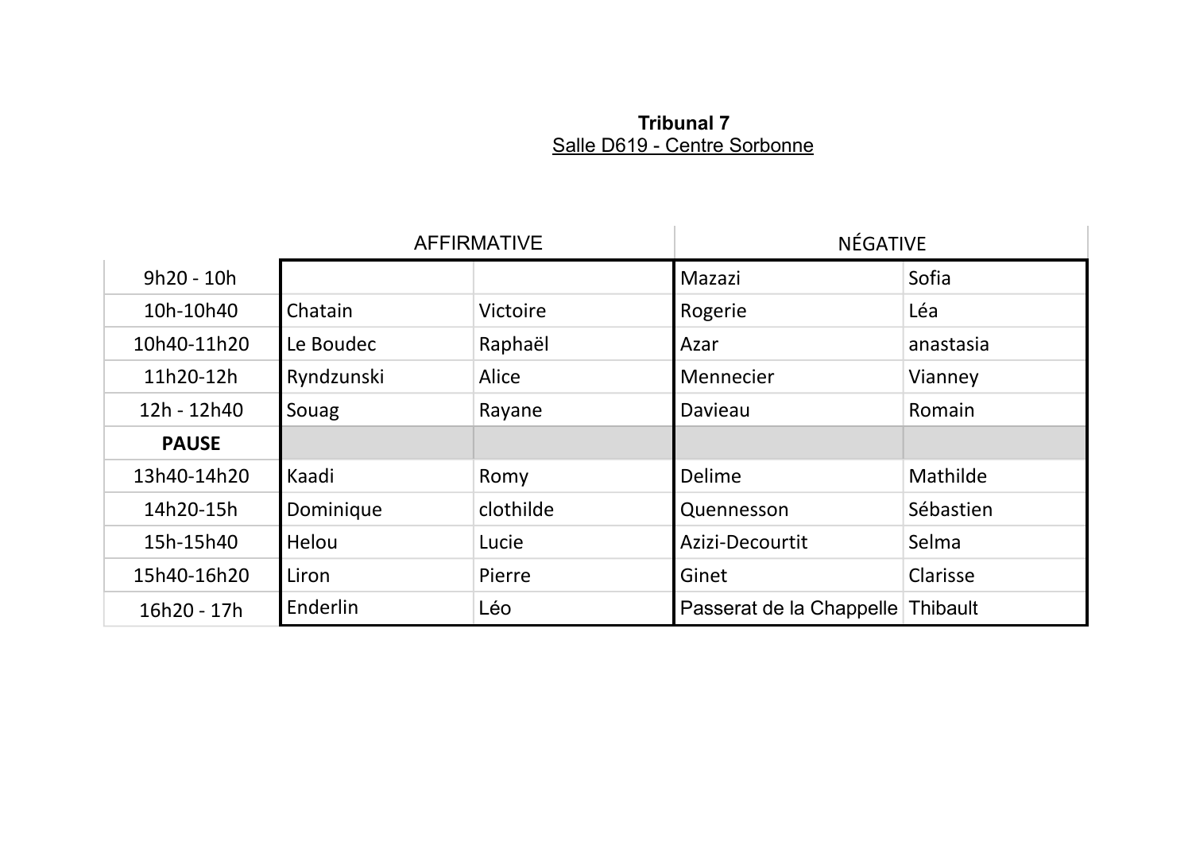**Tribunal 7**

Salle D619 - Centre Sorbonne

| | AFFIRMATIVE | | NÉGATIVE | |
|---|---|---|---|---|
| 9h20 - 10h | | | Mazazi | Sofia |
| 10h-10h40 | Chatain | Victoire | Rogerie | Léa |
| 10h40-11h20 | Le Boudec | Raphaël | Azar | anastasia |
| 11h20-12h | Ryndzunski | Alice | Mennecier | Vianney |
| 12h - 12h40 | Souag | Rayane | Davieau | Romain |
| **PAUSE** | | | | |
| 13h40-14h20 | Kaadi | Romy | Delime | Mathilde |
| 14h20-15h | Dominique | clothilde | Quennesson | Sébastien |
| 15h-15h40 | Helou | Lucie | Azizi-Decourtit | Selma |
| 15h40-16h20 | Liron | Pierre | Ginet | Clarisse |
| 16h20 - 17h | Enderlin | Léo | Passerat de la Chappelle | Thibault |